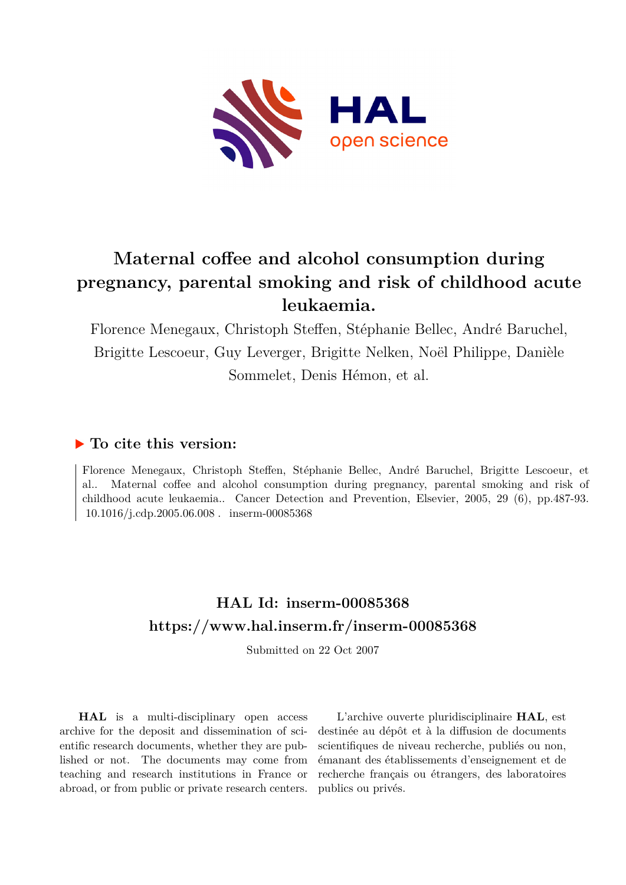# Maternal coffee and alcohol consumption during pregnancy, parental smoking and risk of childhood acute leukaemia.

Florence Menegaux, Christoph Steffen, Stéphanie Bellec, André Baruchel, Brigitte Lescoeur, Guy Leverger, Brigitte Nelken, Noël Philippe, Danièle Sommelet, Denis Hémon, et al.

## ▶ To cite this version:

Florence Menegaux, Christoph Steffen, Stéphanie Bellec, André Baruchel, Brigitte Lescoeur, et al.. Maternal coffee and alcohol consumption during pregnancy, parental smoking and risk of childhood acute leukaemia.. Cancer Detection and Prevention, Elsevier, 2005, 29 (6), pp.487-93. 10.1016/j.cdp.2005.06.008 . inserm-00085368

## HAL Id: inserm-00085368
## https://www.hal.inserm.fr/inserm-00085368

Submitted on 22 Oct 2007

**HAL** is a multi-disciplinary open access archive for the deposit and dissemination of scientific research documents, whether they are published or not. The documents may come from teaching and research institutions in France or abroad, or from public or private research centers.

L'archive ouverte pluridisciplinaire **HAL**, est destinée au dépôt et à la diffusion de documents scientifiques de niveau recherche, publiés ou non, émanant des établissements d'enseignement et de recherche français ou étrangers, des laboratoires publics ou privés.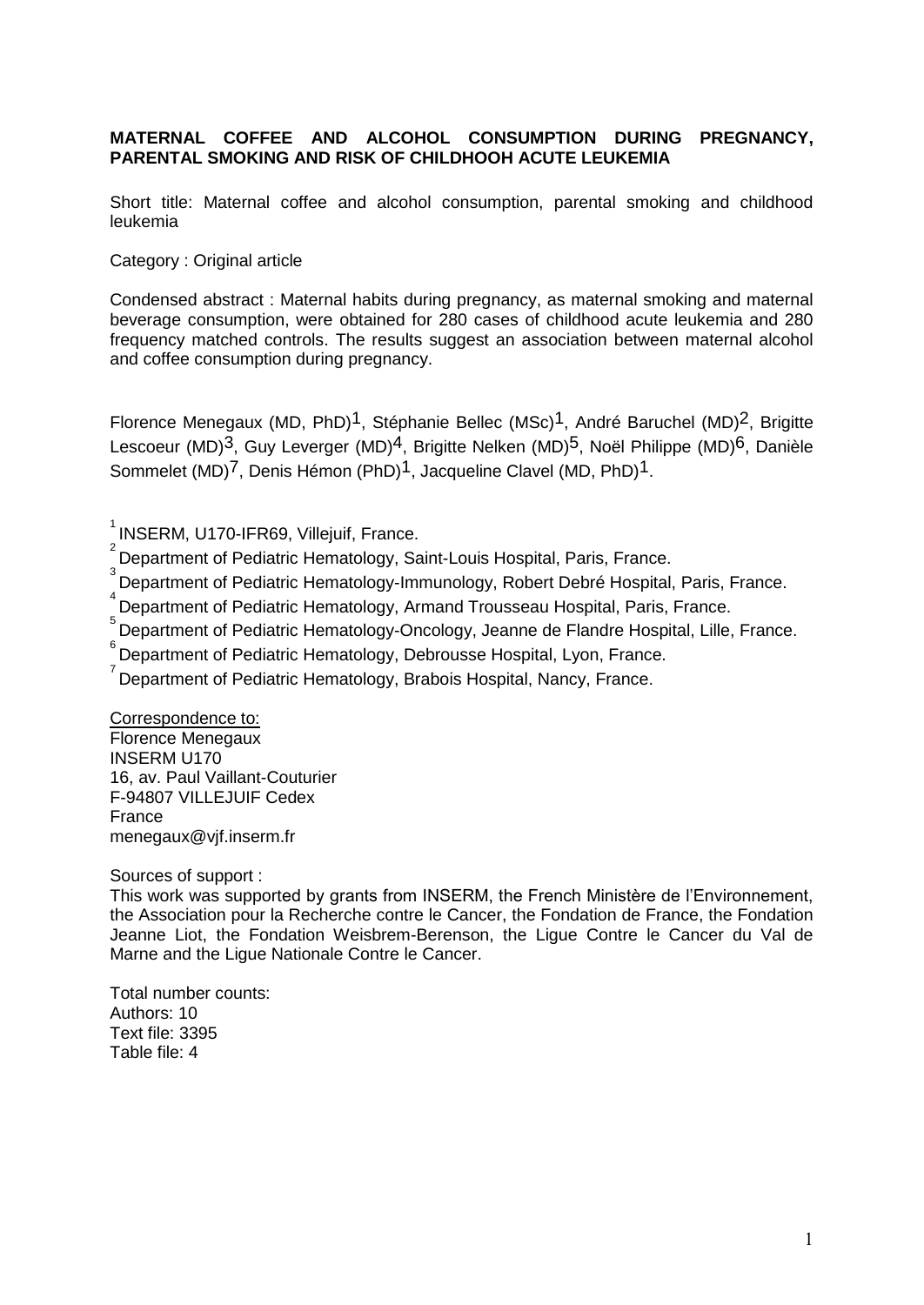**MATERNAL COFFEE AND ALCOHOL CONSUMPTION DURING PREGNANCY, PARENTAL SMOKING AND RISK OF CHILDHOOH ACUTE LEUKEMIA**

Short title: Maternal coffee and alcohol consumption, parental smoking and childhood leukemia

Category : Original article

Condensed abstract : Maternal habits during pregnancy, as maternal smoking and maternal beverage consumption, were obtained for 280 cases of childhood acute leukemia and 280 frequency matched controls. The results suggest an association between maternal alcohol and coffee consumption during pregnancy.

Florence Menegaux (MD, PhD)[1], Stéphanie Bellec (MSc)[1], André Baruchel (MD)[2], Brigitte Lescoeur (MD)[3], Guy Leverger (MD)[4], Brigitte Nelken (MD)[5], Noël Philippe (MD)[6], Danièle Sommelet (MD)[7], Denis Hémon (PhD)[1], Jacqueline Clavel (MD, PhD)[1].

[1] INSERM, U170-IFR69, Villejuif, France.

[2] Department of Pediatric Hematology, Saint-Louis Hospital, Paris, France.

[3] Department of Pediatric Hematology-Immunology, Robert Debré Hospital, Paris, France.

[4] Department of Pediatric Hematology, Armand Trousseau Hospital, Paris, France.

[5] Department of Pediatric Hematology-Oncology, Jeanne de Flandre Hospital, Lille, France.

[6] Department of Pediatric Hematology, Debrousse Hospital, Lyon, France.

[7] Department of Pediatric Hematology, Brabois Hospital, Nancy, France.

Correspondence to:
Florence Menegaux
INSERM U170
16, av. Paul Vaillant-Couturier
F-94807 VILLEJUIF Cedex
France
menegaux@vjf.inserm.fr

Sources of support :
This work was supported by grants from INSERM, the French Ministère de l'Environnement, the Association pour la Recherche contre le Cancer, the Fondation de France, the Fondation Jeanne Liot, the Fondation Weisbrem-Berenson, the Ligue Contre le Cancer du Val de Marne and the Ligue Nationale Contre le Cancer.

Total number counts:
Authors: 10
Text file: 3395
Table file: 4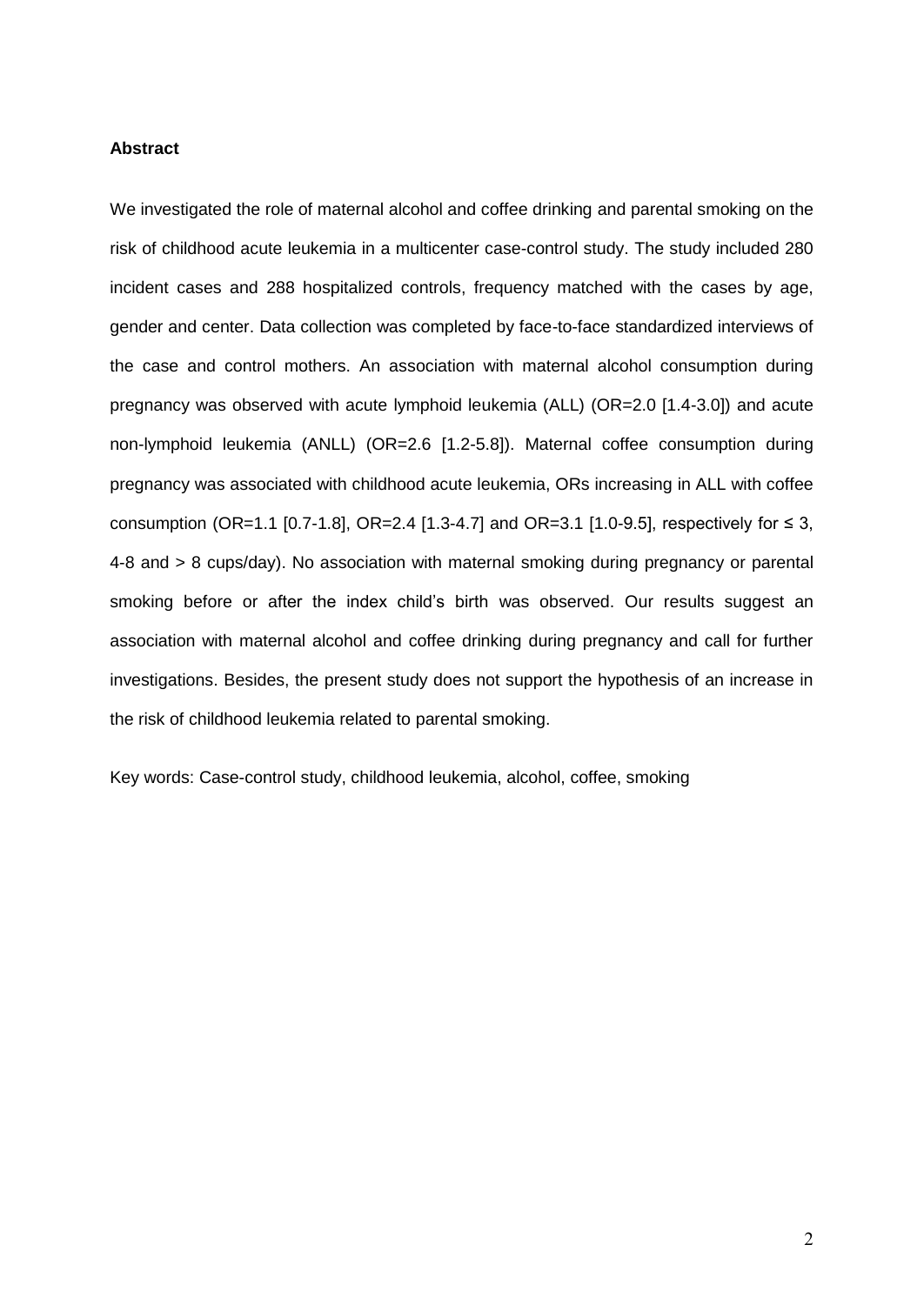**Abstract**

We investigated the role of maternal alcohol and coffee drinking and parental smoking on the risk of childhood acute leukemia in a multicenter case-control study. The study included 280 incident cases and 288 hospitalized controls, frequency matched with the cases by age, gender and center. Data collection was completed by face-to-face standardized interviews of the case and control mothers. An association with maternal alcohol consumption during pregnancy was observed with acute lymphoid leukemia (ALL) (OR=2.0 [1.4-3.0]) and acute non-lymphoid leukemia (ANLL) (OR=2.6 [1.2-5.8]). Maternal coffee consumption during pregnancy was associated with childhood acute leukemia, ORs increasing in ALL with coffee consumption (OR=1.1 [0.7-1.8], OR=2.4 [1.3-4.7] and OR=3.1 [1.0-9.5], respectively for ≤ 3, 4-8 and > 8 cups/day). No association with maternal smoking during pregnancy or parental smoking before or after the index child's birth was observed. Our results suggest an association with maternal alcohol and coffee drinking during pregnancy and call for further investigations. Besides, the present study does not support the hypothesis of an increase in the risk of childhood leukemia related to parental smoking.

Key words: Case-control study, childhood leukemia, alcohol, coffee, smoking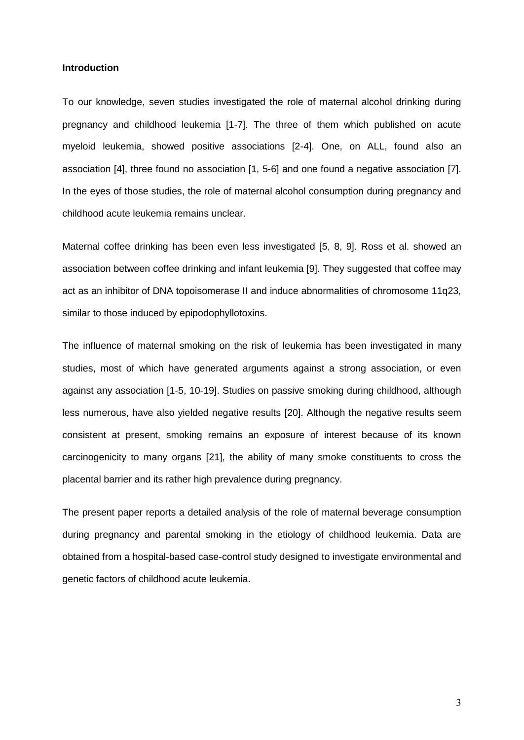## Introduction

To our knowledge, seven studies investigated the role of maternal alcohol drinking during pregnancy and childhood leukemia [1-7]. The three of them which published on acute myeloid leukemia, showed positive associations [2-4]. One, on ALL, found also an association [4], three found no association [1, 5-6] and one found a negative association [7]. In the eyes of those studies, the role of maternal alcohol consumption during pregnancy and childhood acute leukemia remains unclear.

Maternal coffee drinking has been even less investigated [5, 8, 9]. Ross et al. showed an association between coffee drinking and infant leukemia [9]. They suggested that coffee may act as an inhibitor of DNA topoisomerase II and induce abnormalities of chromosome 11q23, similar to those induced by epipodophyllotoxins.

The influence of maternal smoking on the risk of leukemia has been investigated in many studies, most of which have generated arguments against a strong association, or even against any association [1-5, 10-19]. Studies on passive smoking during childhood, although less numerous, have also yielded negative results [20]. Although the negative results seem consistent at present, smoking remains an exposure of interest because of its known carcinogenicity to many organs [21], the ability of many smoke constituents to cross the placental barrier and its rather high prevalence during pregnancy.

The present paper reports a detailed analysis of the role of maternal beverage consumption during pregnancy and parental smoking in the etiology of childhood leukemia. Data are obtained from a hospital-based case-control study designed to investigate environmental and genetic factors of childhood acute leukemia.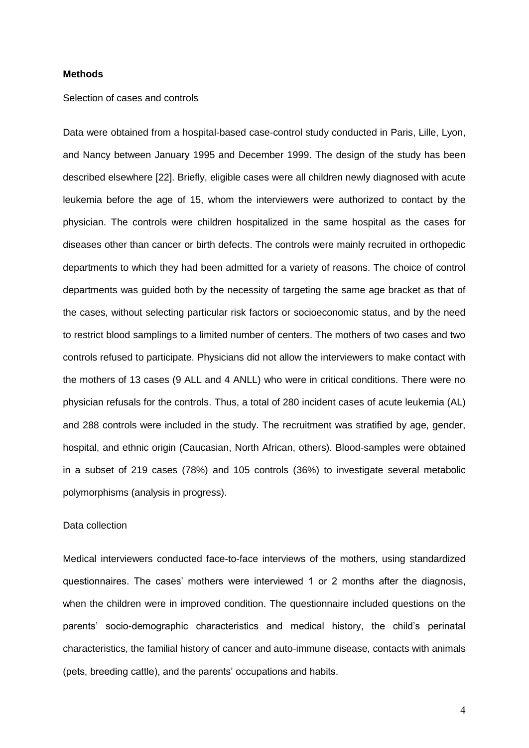## Methods

Selection of cases and controls

Data were obtained from a hospital-based case-control study conducted in Paris, Lille, Lyon, and Nancy between January 1995 and December 1999. The design of the study has been described elsewhere [22]. Briefly, eligible cases were all children newly diagnosed with acute leukemia before the age of 15, whom the interviewers were authorized to contact by the physician. The controls were children hospitalized in the same hospital as the cases for diseases other than cancer or birth defects. The controls were mainly recruited in orthopedic departments to which they had been admitted for a variety of reasons. The choice of control departments was guided both by the necessity of targeting the same age bracket as that of the cases, without selecting particular risk factors or socioeconomic status, and by the need to restrict blood samplings to a limited number of centers. The mothers of two cases and two controls refused to participate. Physicians did not allow the interviewers to make contact with the mothers of 13 cases (9 ALL and 4 ANLL) who were in critical conditions. There were no physician refusals for the controls. Thus, a total of 280 incident cases of acute leukemia (AL) and 288 controls were included in the study. The recruitment was stratified by age, gender, hospital, and ethnic origin (Caucasian, North African, others). Blood-samples were obtained in a subset of 219 cases (78%) and 105 controls (36%) to investigate several metabolic polymorphisms (analysis in progress).

Data collection

Medical interviewers conducted face-to-face interviews of the mothers, using standardized questionnaires. The cases' mothers were interviewed 1 or 2 months after the diagnosis, when the children were in improved condition. The questionnaire included questions on the parents' socio-demographic characteristics and medical history, the child's perinatal characteristics, the familial history of cancer and auto-immune disease, contacts with animals (pets, breeding cattle), and the parents' occupations and habits.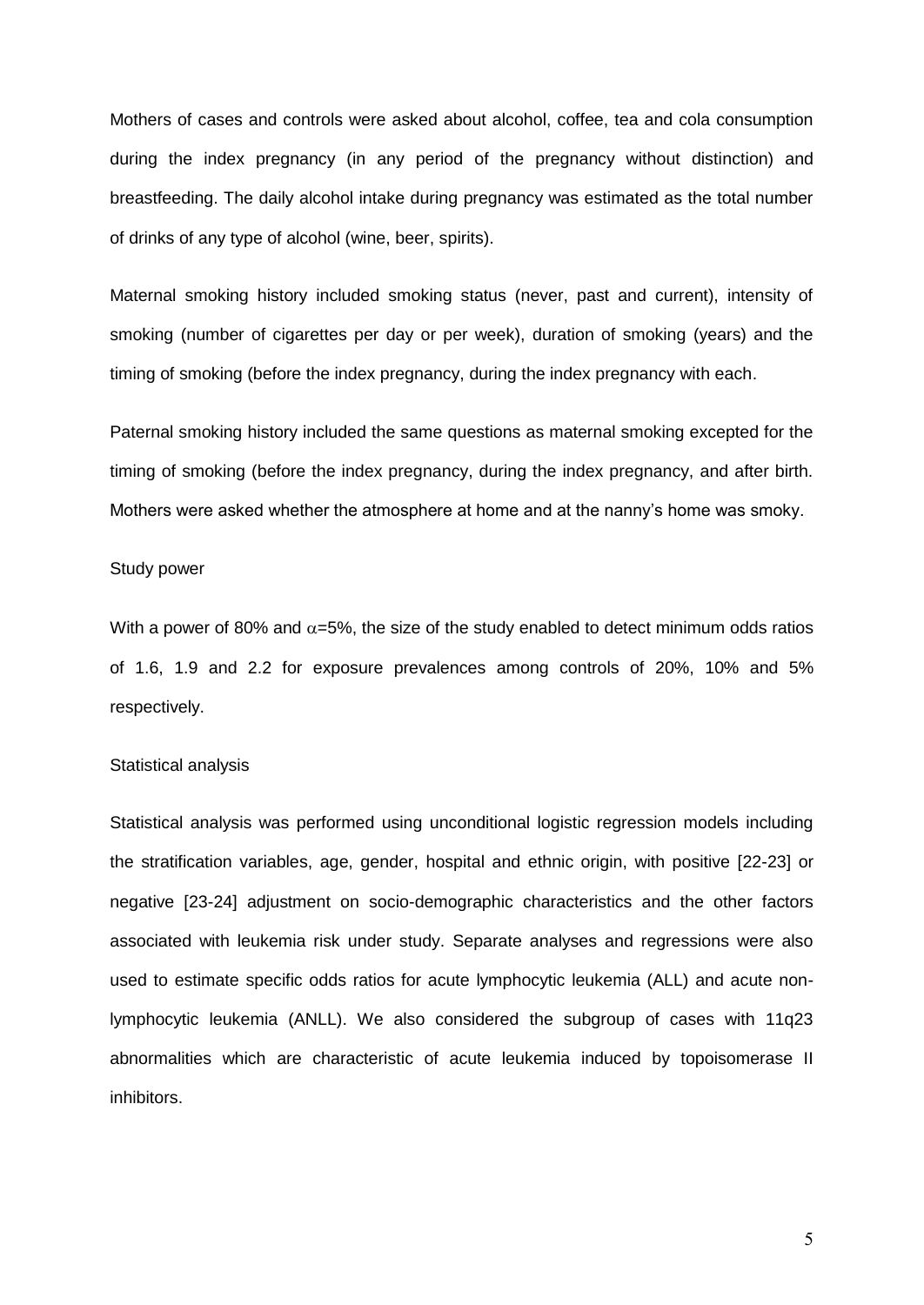Mothers of cases and controls were asked about alcohol, coffee, tea and cola consumption during the index pregnancy (in any period of the pregnancy without distinction) and breastfeeding. The daily alcohol intake during pregnancy was estimated as the total number of drinks of any type of alcohol (wine, beer, spirits).

Maternal smoking history included smoking status (never, past and current), intensity of smoking (number of cigarettes per day or per week), duration of smoking (years) and the timing of smoking (before the index pregnancy, during the index pregnancy with each.

Paternal smoking history included the same questions as maternal smoking excepted for the timing of smoking (before the index pregnancy, during the index pregnancy, and after birth. Mothers were asked whether the atmosphere at home and at the nanny's home was smoky.

## Study power

With a power of 80% and $\alpha$=5%, the size of the study enabled to detect minimum odds ratios of 1.6, 1.9 and 2.2 for exposure prevalences among controls of 20%, 10% and 5% respectively.

## Statistical analysis

Statistical analysis was performed using unconditional logistic regression models including the stratification variables, age, gender, hospital and ethnic origin, with positive [22-23] or negative [23-24] adjustment on socio-demographic characteristics and the other factors associated with leukemia risk under study. Separate analyses and regressions were also used to estimate specific odds ratios for acute lymphocytic leukemia (ALL) and acute non-lymphocytic leukemia (ANLL). We also considered the subgroup of cases with 11q23 abnormalities which are characteristic of acute leukemia induced by topoisomerase II inhibitors.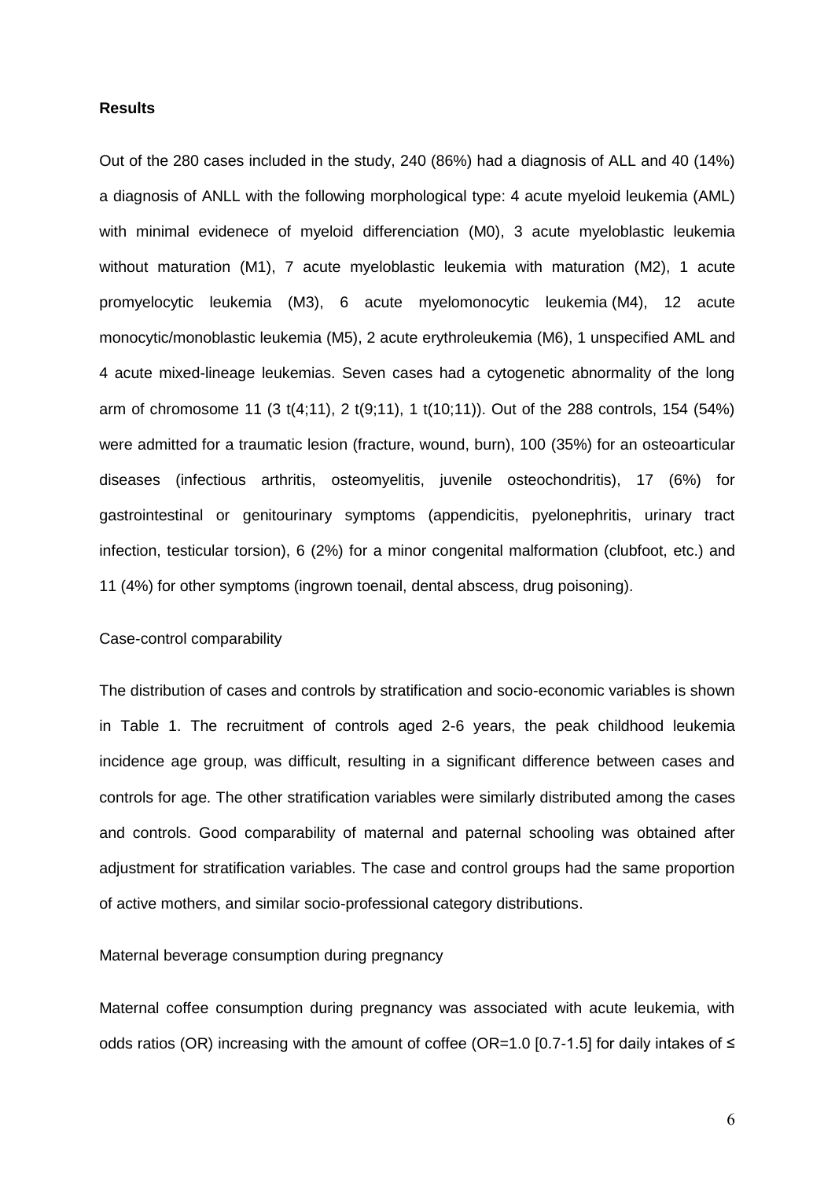**Results**

Out of the 280 cases included in the study, 240 (86%) had a diagnosis of ALL and 40 (14%) a diagnosis of ANLL with the following morphological type: 4 acute myeloid leukemia (AML) with minimal evidenece of myeloid differenciation (M0), 3 acute myeloblastic leukemia without maturation (M1), 7 acute myeloblastic leukemia with maturation (M2), 1 acute promyelocytic leukemia (M3), 6 acute myelomonocytic leukemia (M4), 12 acute monocytic/monoblastic leukemia (M5), 2 acute erythroleukemia (M6), 1 unspecified AML and 4 acute mixed-lineage leukemias. Seven cases had a cytogenetic abnormality of the long arm of chromosome 11 (3 t(4;11), 2 t(9;11), 1 t(10;11)). Out of the 288 controls, 154 (54%) were admitted for a traumatic lesion (fracture, wound, burn), 100 (35%) for an osteoarticular diseases (infectious arthritis, osteomyelitis, juvenile osteochondritis), 17 (6%) for gastrointestinal or genitourinary symptoms (appendicitis, pyelonephritis, urinary tract infection, testicular torsion), 6 (2%) for a minor congenital malformation (clubfoot, etc.) and 11 (4%) for other symptoms (ingrown toenail, dental abscess, drug poisoning).

Case-control comparability

The distribution of cases and controls by stratification and socio-economic variables is shown in Table 1. The recruitment of controls aged 2-6 years, the peak childhood leukemia incidence age group, was difficult, resulting in a significant difference between cases and controls for age. The other stratification variables were similarly distributed among the cases and controls. Good comparability of maternal and paternal schooling was obtained after adjustment for stratification variables. The case and control groups had the same proportion of active mothers, and similar socio-professional category distributions.

Maternal beverage consumption during pregnancy

Maternal coffee consumption during pregnancy was associated with acute leukemia, with odds ratios (OR) increasing with the amount of coffee (OR=1.0 [0.7-1.5] for daily intakes of ≤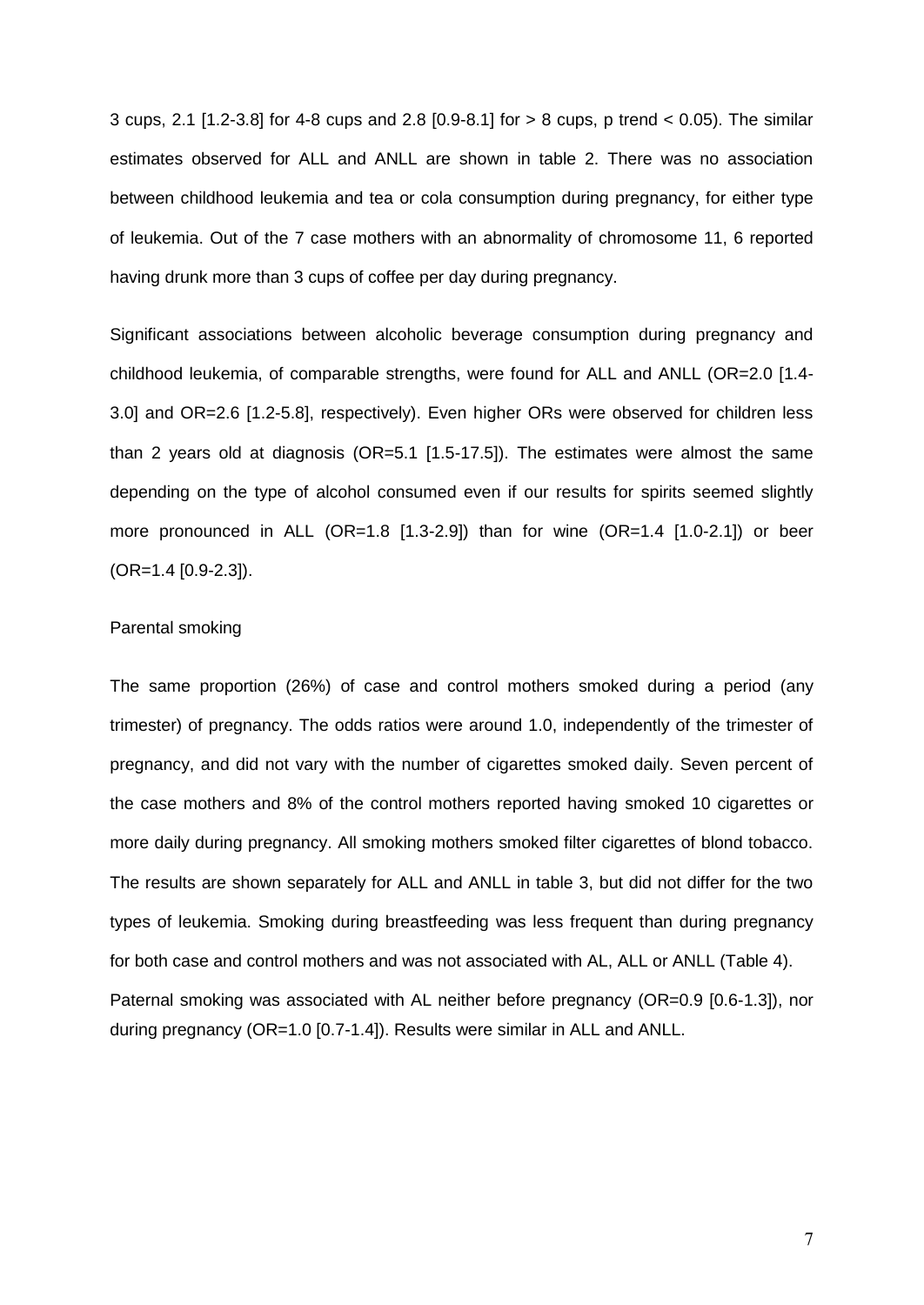3 cups, 2.1 [1.2-3.8] for 4-8 cups and 2.8 [0.9-8.1] for > 8 cups, p trend < 0.05). The similar estimates observed for ALL and ANLL are shown in table 2. There was no association between childhood leukemia and tea or cola consumption during pregnancy, for either type of leukemia. Out of the 7 case mothers with an abnormality of chromosome 11, 6 reported having drunk more than 3 cups of coffee per day during pregnancy.

Significant associations between alcoholic beverage consumption during pregnancy and childhood leukemia, of comparable strengths, were found for ALL and ANLL (OR=2.0 [1.4-3.0] and OR=2.6 [1.2-5.8], respectively). Even higher ORs were observed for children less than 2 years old at diagnosis (OR=5.1 [1.5-17.5]). The estimates were almost the same depending on the type of alcohol consumed even if our results for spirits seemed slightly more pronounced in ALL (OR=1.8 [1.3-2.9]) than for wine (OR=1.4 [1.0-2.1]) or beer (OR=1.4 [0.9-2.3]).

Parental smoking

The same proportion (26%) of case and control mothers smoked during a period (any trimester) of pregnancy. The odds ratios were around 1.0, independently of the trimester of pregnancy, and did not vary with the number of cigarettes smoked daily. Seven percent of the case mothers and 8% of the control mothers reported having smoked 10 cigarettes or more daily during pregnancy. All smoking mothers smoked filter cigarettes of blond tobacco. The results are shown separately for ALL and ANLL in table 3, but did not differ for the two types of leukemia. Smoking during breastfeeding was less frequent than during pregnancy for both case and control mothers and was not associated with AL, ALL or ANLL (Table 4).

Paternal smoking was associated with AL neither before pregnancy (OR=0.9 [0.6-1.3]), nor during pregnancy (OR=1.0 [0.7-1.4]). Results were similar in ALL and ANLL.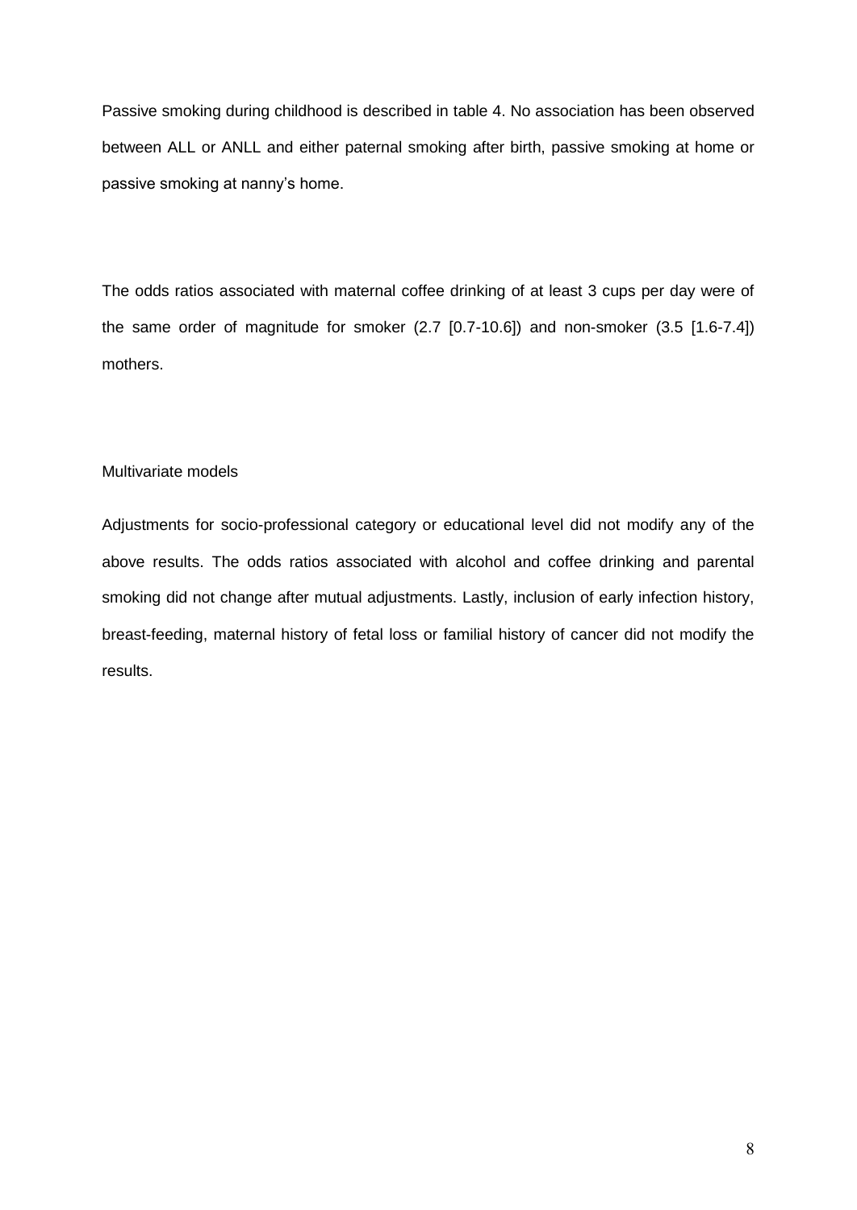Passive smoking during childhood is described in table 4. No association has been observed between ALL or ANLL and either paternal smoking after birth, passive smoking at home or passive smoking at nanny's home.

The odds ratios associated with maternal coffee drinking of at least 3 cups per day were of the same order of magnitude for smoker (2.7 [0.7-10.6]) and non-smoker (3.5 [1.6-7.4]) mothers.

### Multivariate models

Adjustments for socio-professional category or educational level did not modify any of the above results. The odds ratios associated with alcohol and coffee drinking and parental smoking did not change after mutual adjustments. Lastly, inclusion of early infection history, breast-feeding, maternal history of fetal loss or familial history of cancer did not modify the results.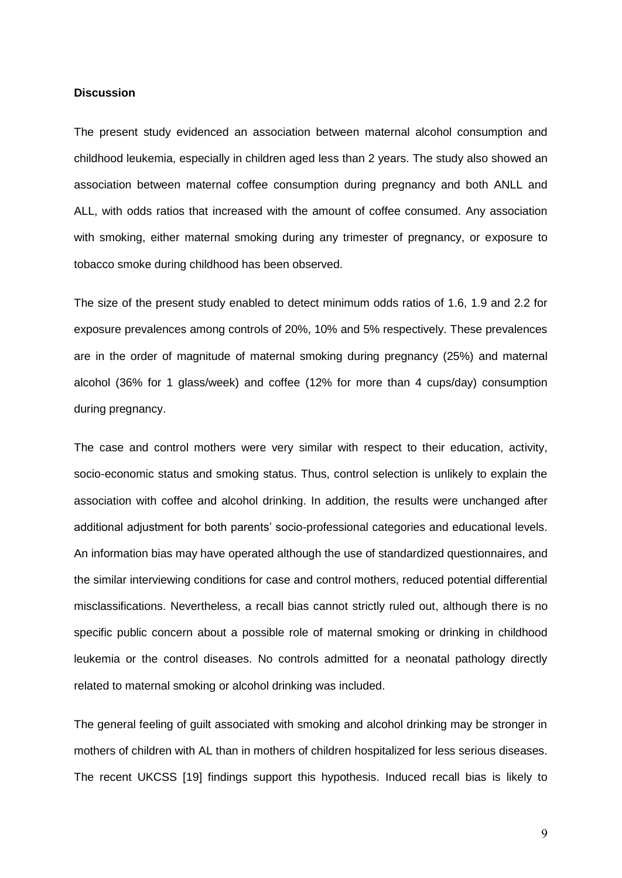**Discussion**

The present study evidenced an association between maternal alcohol consumption and childhood leukemia, especially in children aged less than 2 years. The study also showed an association between maternal coffee consumption during pregnancy and both ANLL and ALL, with odds ratios that increased with the amount of coffee consumed. Any association with smoking, either maternal smoking during any trimester of pregnancy, or exposure to tobacco smoke during childhood has been observed.

The size of the present study enabled to detect minimum odds ratios of 1.6, 1.9 and 2.2 for exposure prevalences among controls of 20%, 10% and 5% respectively. These prevalences are in the order of magnitude of maternal smoking during pregnancy (25%) and maternal alcohol (36% for 1 glass/week) and coffee (12% for more than 4 cups/day) consumption during pregnancy.

The case and control mothers were very similar with respect to their education, activity, socio-economic status and smoking status. Thus, control selection is unlikely to explain the association with coffee and alcohol drinking. In addition, the results were unchanged after additional adjustment for both parents' socio-professional categories and educational levels. An information bias may have operated although the use of standardized questionnaires, and the similar interviewing conditions for case and control mothers, reduced potential differential misclassifications. Nevertheless, a recall bias cannot strictly ruled out, although there is no specific public concern about a possible role of maternal smoking or drinking in childhood leukemia or the control diseases. No controls admitted for a neonatal pathology directly related to maternal smoking or alcohol drinking was included.

The general feeling of guilt associated with smoking and alcohol drinking may be stronger in mothers of children with AL than in mothers of children hospitalized for less serious diseases. The recent UKCSS [19] findings support this hypothesis. Induced recall bias is likely to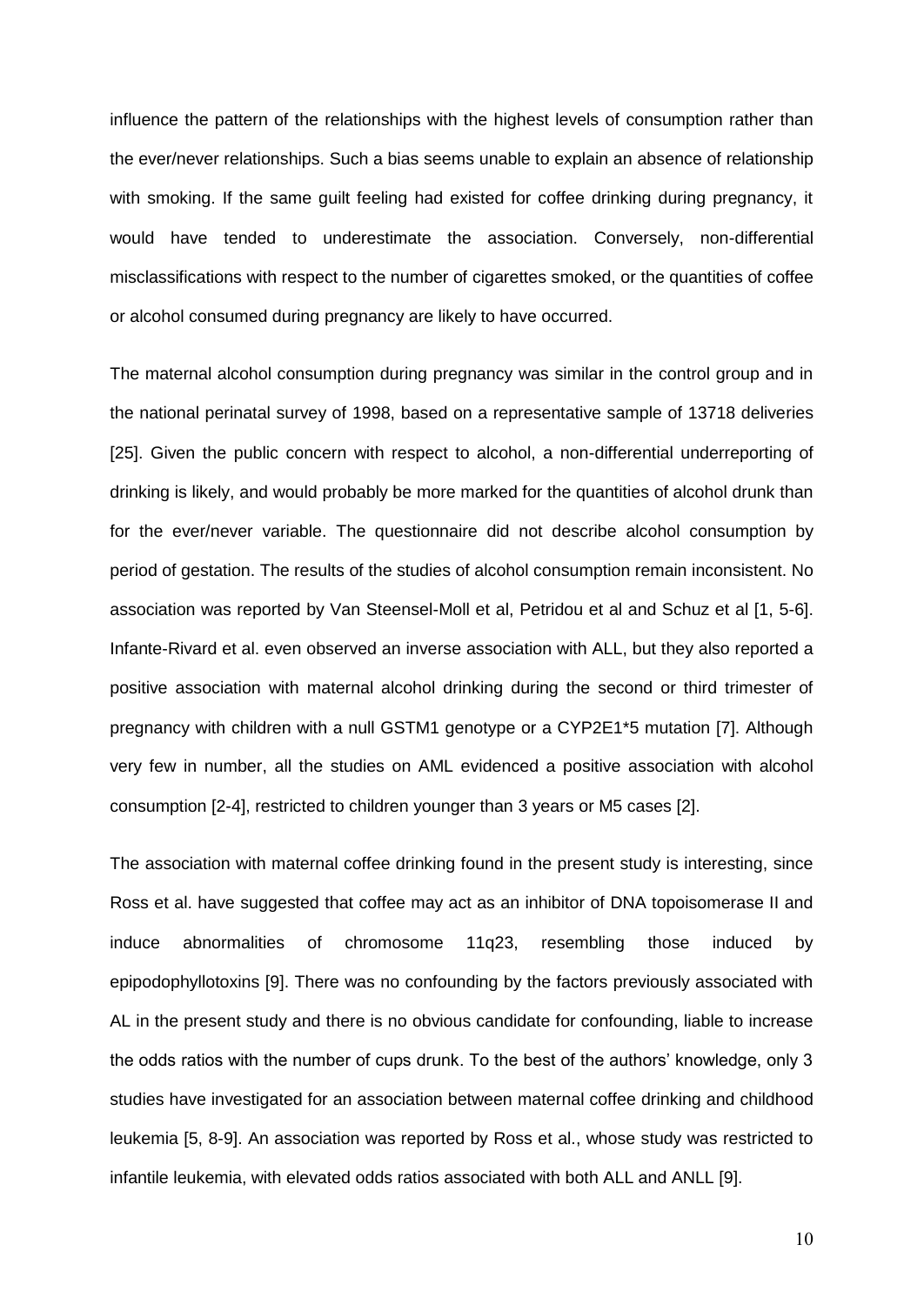influence the pattern of the relationships with the highest levels of consumption rather than the ever/never relationships. Such a bias seems unable to explain an absence of relationship with smoking. If the same guilt feeling had existed for coffee drinking during pregnancy, it would have tended to underestimate the association. Conversely, non-differential misclassifications with respect to the number of cigarettes smoked, or the quantities of coffee or alcohol consumed during pregnancy are likely to have occurred.

The maternal alcohol consumption during pregnancy was similar in the control group and in the national perinatal survey of 1998, based on a representative sample of 13718 deliveries [25]. Given the public concern with respect to alcohol, a non-differential underreporting of drinking is likely, and would probably be more marked for the quantities of alcohol drunk than for the ever/never variable. The questionnaire did not describe alcohol consumption by period of gestation. The results of the studies of alcohol consumption remain inconsistent. No association was reported by Van Steensel-Moll et al, Petridou et al and Schuz et al [1, 5-6]. Infante-Rivard et al. even observed an inverse association with ALL, but they also reported a positive association with maternal alcohol drinking during the second or third trimester of pregnancy with children with a null GSTM1 genotype or a CYP2E1*5 mutation [7]. Although very few in number, all the studies on AML evidenced a positive association with alcohol consumption [2-4], restricted to children younger than 3 years or M5 cases [2].

The association with maternal coffee drinking found in the present study is interesting, since Ross et al. have suggested that coffee may act as an inhibitor of DNA topoisomerase II and induce abnormalities of chromosome 11q23, resembling those induced by epipodophyllotoxins [9]. There was no confounding by the factors previously associated with AL in the present study and there is no obvious candidate for confounding, liable to increase the odds ratios with the number of cups drunk. To the best of the authors' knowledge, only 3 studies have investigated for an association between maternal coffee drinking and childhood leukemia [5, 8-9]. An association was reported by Ross et al., whose study was restricted to infantile leukemia, with elevated odds ratios associated with both ALL and ANLL [9].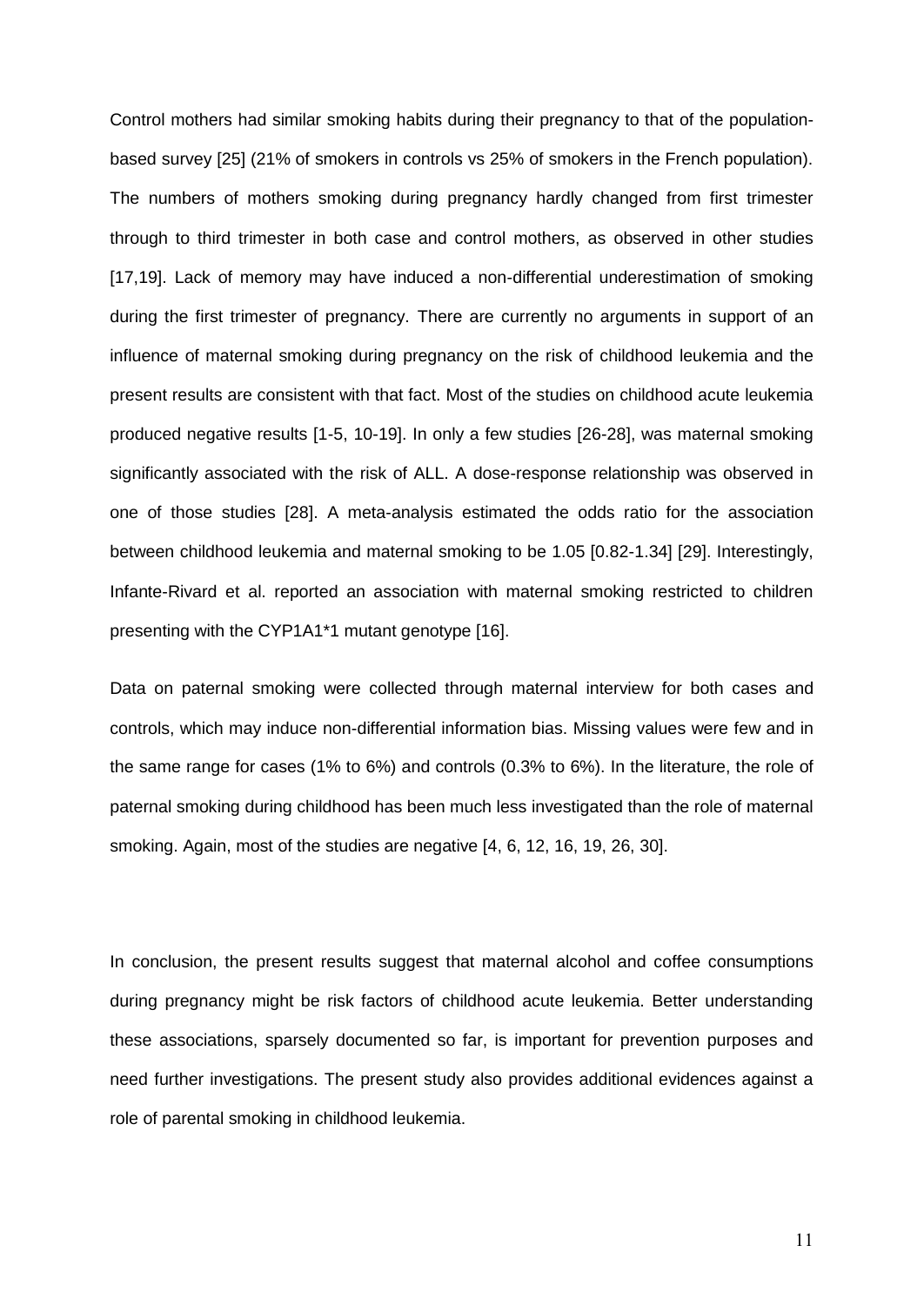Control mothers had similar smoking habits during their pregnancy to that of the population-based survey [25] (21% of smokers in controls vs 25% of smokers in the French population). The numbers of mothers smoking during pregnancy hardly changed from first trimester through to third trimester in both case and control mothers, as observed in other studies [17,19]. Lack of memory may have induced a non-differential underestimation of smoking during the first trimester of pregnancy. There are currently no arguments in support of an influence of maternal smoking during pregnancy on the risk of childhood leukemia and the present results are consistent with that fact. Most of the studies on childhood acute leukemia produced negative results [1-5, 10-19]. In only a few studies [26-28], was maternal smoking significantly associated with the risk of ALL. A dose-response relationship was observed in one of those studies [28]. A meta-analysis estimated the odds ratio for the association between childhood leukemia and maternal smoking to be 1.05 [0.82-1.34] [29]. Interestingly, Infante-Rivard et al. reported an association with maternal smoking restricted to children presenting with the CYP1A1*1 mutant genotype [16].

Data on paternal smoking were collected through maternal interview for both cases and controls, which may induce non-differential information bias. Missing values were few and in the same range for cases (1% to 6%) and controls (0.3% to 6%). In the literature, the role of paternal smoking during childhood has been much less investigated than the role of maternal smoking. Again, most of the studies are negative [4, 6, 12, 16, 19, 26, 30].

In conclusion, the present results suggest that maternal alcohol and coffee consumptions during pregnancy might be risk factors of childhood acute leukemia. Better understanding these associations, sparsely documented so far, is important for prevention purposes and need further investigations. The present study also provides additional evidences against a role of parental smoking in childhood leukemia.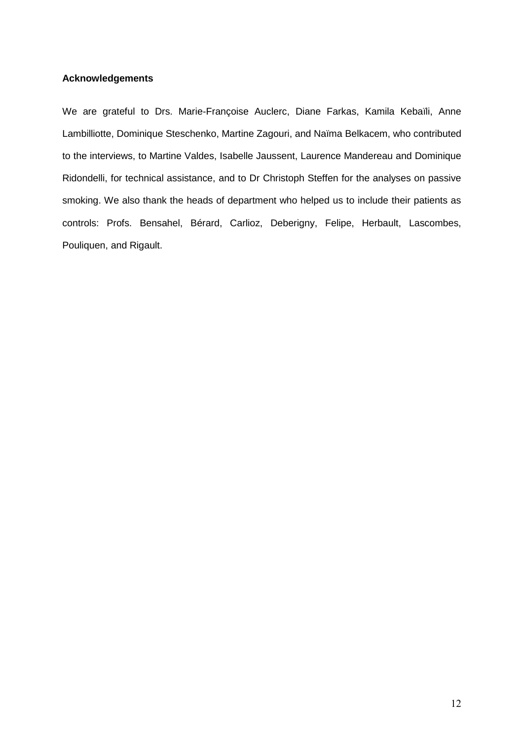**Acknowledgements**

We are grateful to Drs. Marie-Françoise Auclerc, Diane Farkas, Kamila Kebaïli, Anne Lambilliotte, Dominique Steschenko, Martine Zagouri, and Naïma Belkacem, who contributed to the interviews, to Martine Valdes, Isabelle Jaussent, Laurence Mandereau and Dominique Ridondelli, for technical assistance, and to Dr Christoph Steffen for the analyses on passive smoking. We also thank the heads of department who helped us to include their patients as controls: Profs. Bensahel, Bérard, Carlioz, Deberigny, Felipe, Herbault, Lascombes, Pouliquen, and Rigault.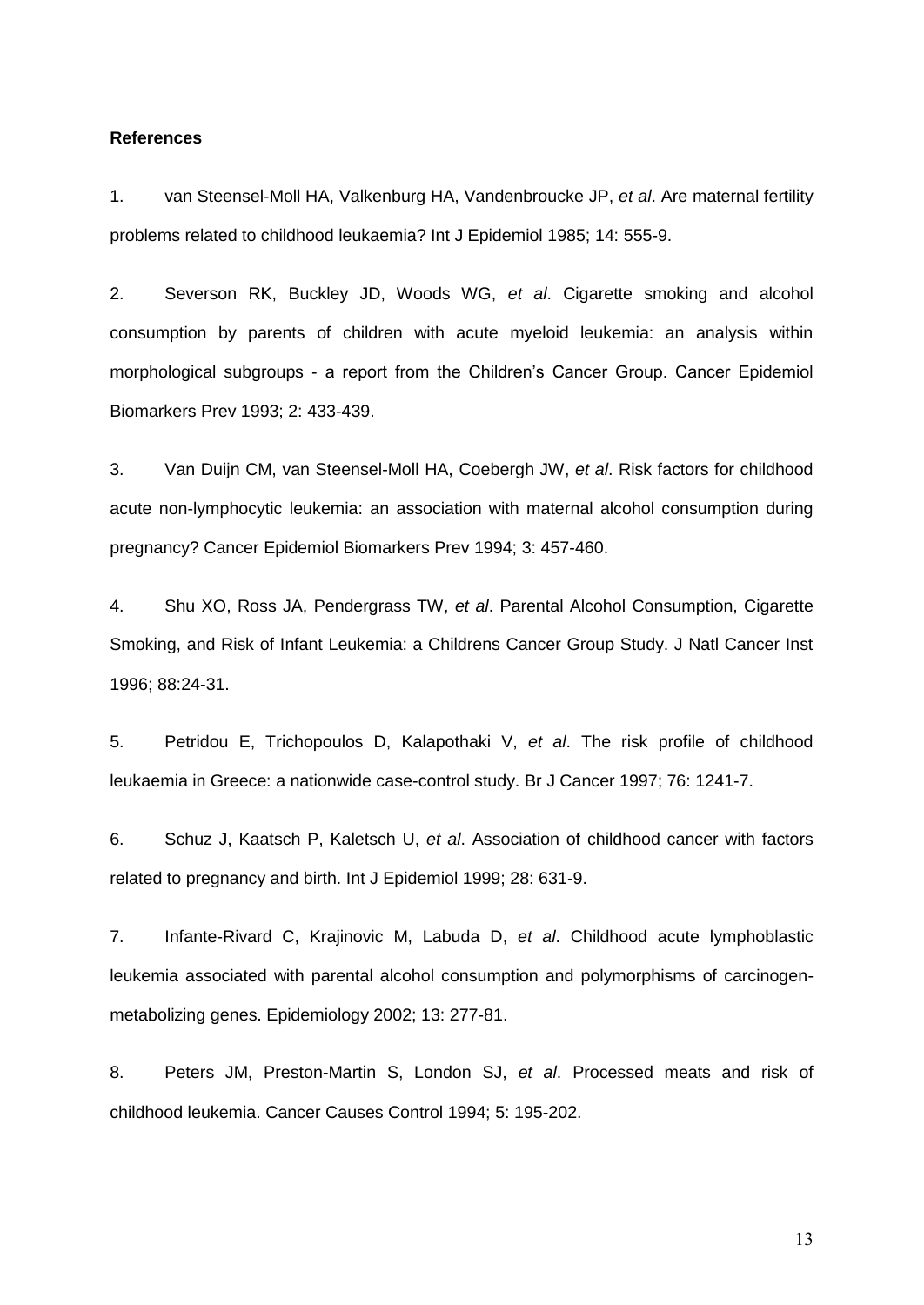**References**

1. van Steensel-Moll HA, Valkenburg HA, Vandenbroucke JP, *et al*. Are maternal fertility problems related to childhood leukaemia? Int J Epidemiol 1985; 14: 555-9.

2. Severson RK, Buckley JD, Woods WG, *et al*. Cigarette smoking and alcohol consumption by parents of children with acute myeloid leukemia: an analysis within morphological subgroups - a report from the Children's Cancer Group. Cancer Epidemiol Biomarkers Prev 1993; 2: 433-439.

3. Van Duijn CM, van Steensel-Moll HA, Coebergh JW, *et al*. Risk factors for childhood acute non-lymphocytic leukemia: an association with maternal alcohol consumption during pregnancy? Cancer Epidemiol Biomarkers Prev 1994; 3: 457-460.

4. Shu XO, Ross JA, Pendergrass TW, *et al*. Parental Alcohol Consumption, Cigarette Smoking, and Risk of Infant Leukemia: a Childrens Cancer Group Study. J Natl Cancer Inst 1996; 88:24-31.

5. Petridou E, Trichopoulos D, Kalapothaki V, *et al*. The risk profile of childhood leukaemia in Greece: a nationwide case-control study. Br J Cancer 1997; 76: 1241-7.

6. Schuz J, Kaatsch P, Kaletsch U, *et al*. Association of childhood cancer with factors related to pregnancy and birth. Int J Epidemiol 1999; 28: 631-9.

7. Infante-Rivard C, Krajinovic M, Labuda D, *et al*. Childhood acute lymphoblastic leukemia associated with parental alcohol consumption and polymorphisms of carcinogen-metabolizing genes. Epidemiology 2002; 13: 277-81.

8. Peters JM, Preston-Martin S, London SJ, *et al*. Processed meats and risk of childhood leukemia. Cancer Causes Control 1994; 5: 195-202.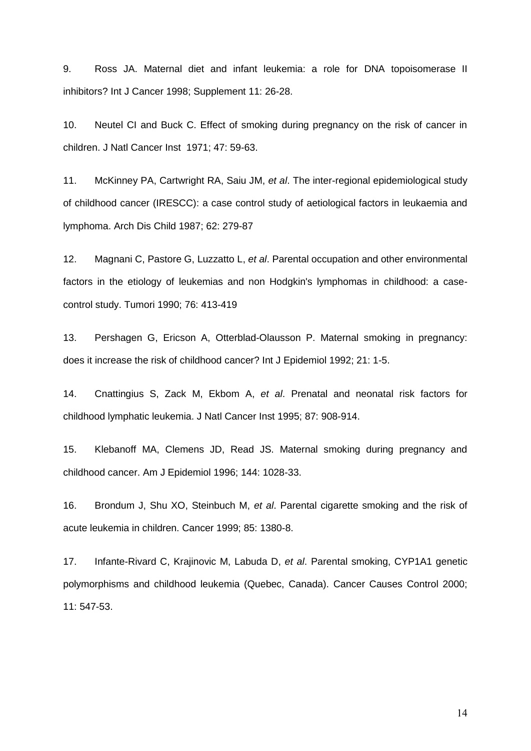9. Ross JA. Maternal diet and infant leukemia: a role for DNA topoisomerase II inhibitors? Int J Cancer 1998; Supplement 11: 26-28.

10. Neutel CI and Buck C. Effect of smoking during pregnancy on the risk of cancer in children. J Natl Cancer Inst 1971; 47: 59-63.

11. McKinney PA, Cartwright RA, Saiu JM, *et al*. The inter-regional epidemiological study of childhood cancer (IRESCC): a case control study of aetiological factors in leukaemia and lymphoma. Arch Dis Child 1987; 62: 279-87

12. Magnani C, Pastore G, Luzzatto L, *et al*. Parental occupation and other environmental factors in the etiology of leukemias and non Hodgkin's lymphomas in childhood: a case-control study. Tumori 1990; 76: 413-419

13. Pershagen G, Ericson A, Otterblad-Olausson P. Maternal smoking in pregnancy: does it increase the risk of childhood cancer? Int J Epidemiol 1992; 21: 1-5.

14. Cnattingius S, Zack M, Ekbom A, *et al*. Prenatal and neonatal risk factors for childhood lymphatic leukemia. J Natl Cancer Inst 1995; 87: 908-914.

15. Klebanoff MA, Clemens JD, Read JS. Maternal smoking during pregnancy and childhood cancer. Am J Epidemiol 1996; 144: 1028-33.

16. Brondum J, Shu XO, Steinbuch M, *et al*. Parental cigarette smoking and the risk of acute leukemia in children. Cancer 1999; 85: 1380-8.

17. Infante-Rivard C, Krajinovic M, Labuda D, *et al*. Parental smoking, CYP1A1 genetic polymorphisms and childhood leukemia (Quebec, Canada). Cancer Causes Control 2000; 11: 547-53.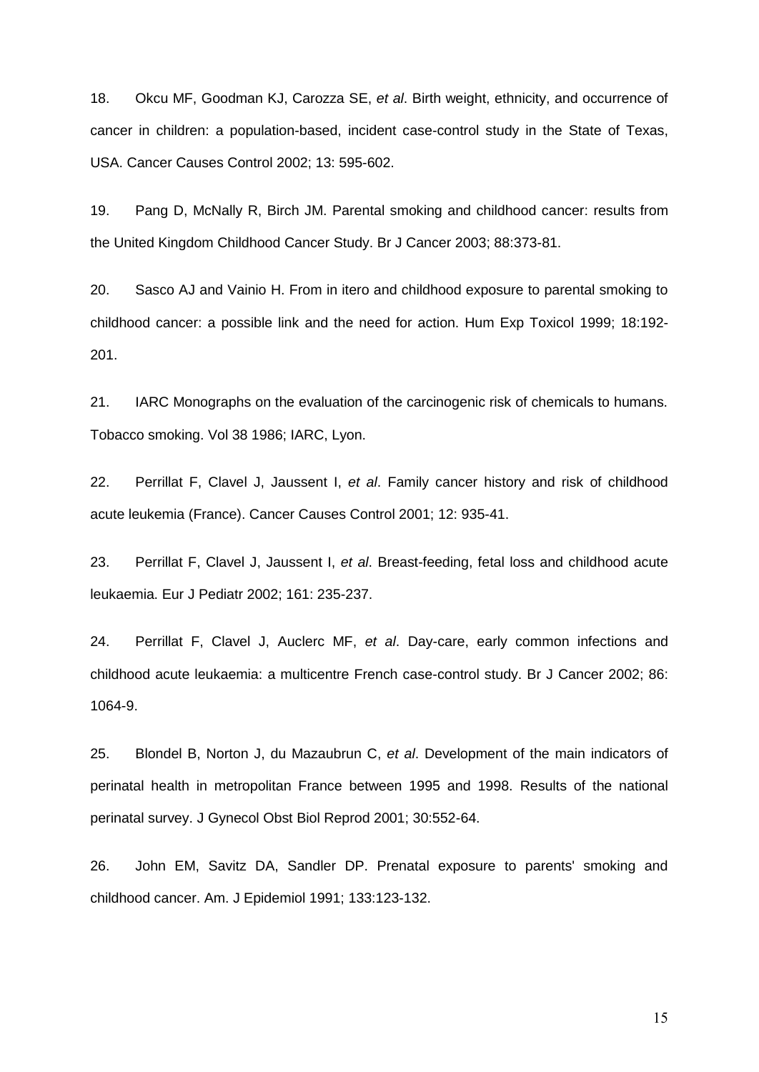18. Okcu MF, Goodman KJ, Carozza SE, *et al*. Birth weight, ethnicity, and occurrence of cancer in children: a population-based, incident case-control study in the State of Texas, USA. Cancer Causes Control 2002; 13: 595-602.

19. Pang D, McNally R, Birch JM. Parental smoking and childhood cancer: results from the United Kingdom Childhood Cancer Study. Br J Cancer 2003; 88:373-81.

20. Sasco AJ and Vainio H. From in itero and childhood exposure to parental smoking to childhood cancer: a possible link and the need for action. Hum Exp Toxicol 1999; 18:192-201.

21. IARC Monographs on the evaluation of the carcinogenic risk of chemicals to humans. Tobacco smoking. Vol 38 1986; IARC, Lyon.

22. Perrillat F, Clavel J, Jaussent I, *et al*. Family cancer history and risk of childhood acute leukemia (France). Cancer Causes Control 2001; 12: 935-41.

23. Perrillat F, Clavel J, Jaussent I, *et al*. Breast-feeding, fetal loss and childhood acute leukaemia. Eur J Pediatr 2002; 161: 235-237.

24. Perrillat F, Clavel J, Auclerc MF, *et al*. Day-care, early common infections and childhood acute leukaemia: a multicentre French case-control study. Br J Cancer 2002; 86: 1064-9.

25. Blondel B, Norton J, du Mazaubrun C, *et al*. Development of the main indicators of perinatal health in metropolitan France between 1995 and 1998. Results of the national perinatal survey. J Gynecol Obst Biol Reprod 2001; 30:552-64.

26. John EM, Savitz DA, Sandler DP. Prenatal exposure to parents' smoking and childhood cancer. Am. J Epidemiol 1991; 133:123-132.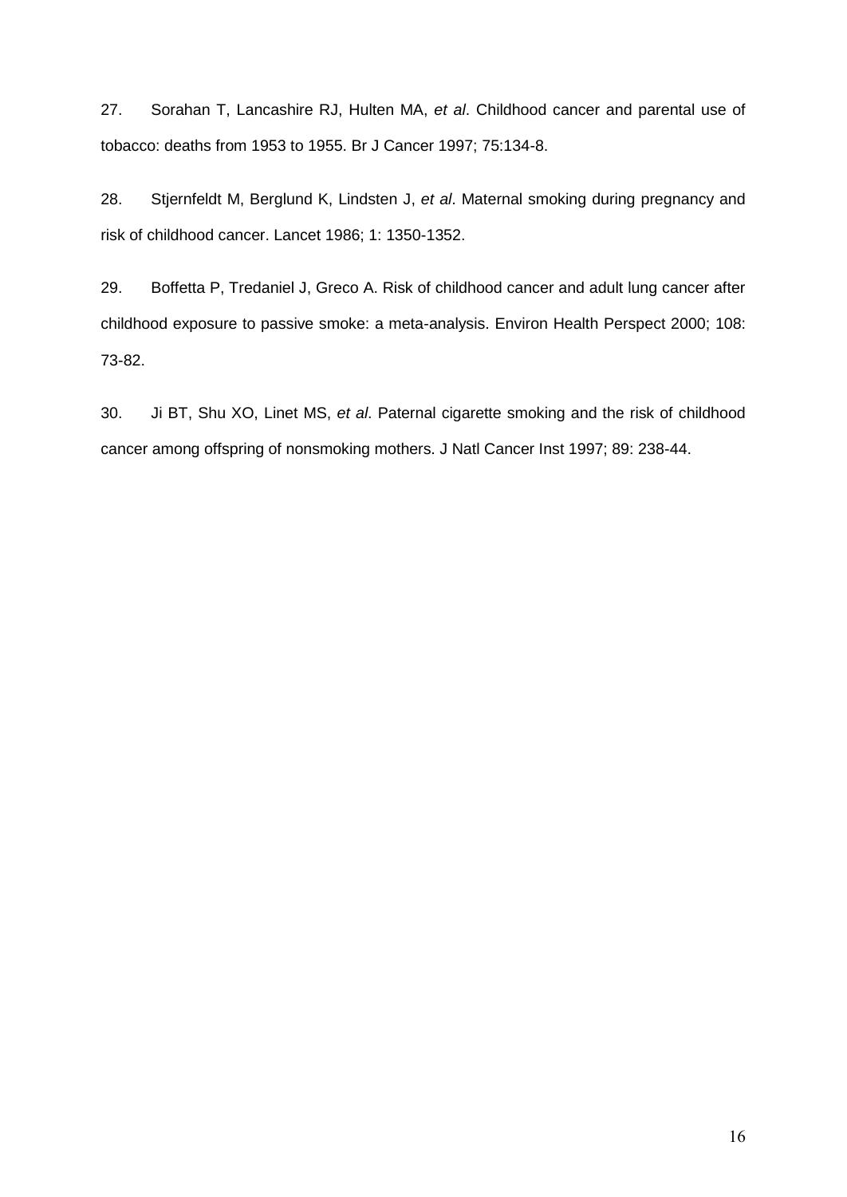27. Sorahan T, Lancashire RJ, Hulten MA, *et al*. Childhood cancer and parental use of tobacco: deaths from 1953 to 1955. Br J Cancer 1997; 75:134-8.

28. Stjernfeldt M, Berglund K, Lindsten J, *et al*. Maternal smoking during pregnancy and risk of childhood cancer. Lancet 1986; 1: 1350-1352.

29. Boffetta P, Tredaniel J, Greco A. Risk of childhood cancer and adult lung cancer after childhood exposure to passive smoke: a meta-analysis. Environ Health Perspect 2000; 108: 73-82.

30. Ji BT, Shu XO, Linet MS, *et al*. Paternal cigarette smoking and the risk of childhood cancer among offspring of nonsmoking mothers. J Natl Cancer Inst 1997; 89: 238-44.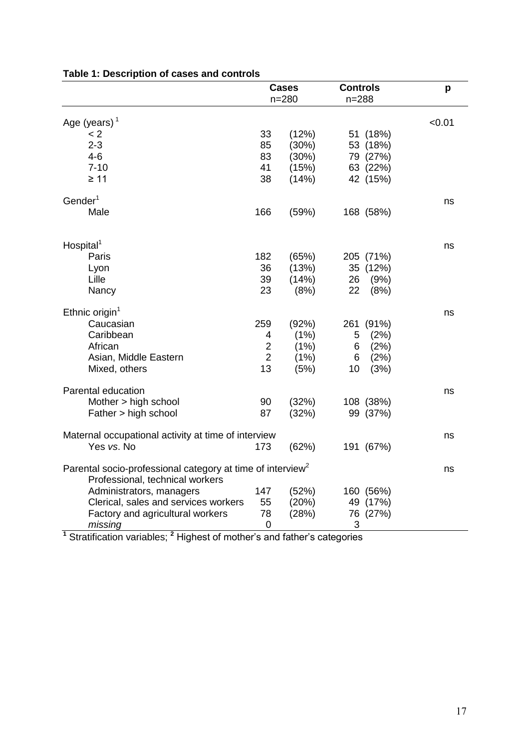**Table 1: Description of cases and controls**

| | Cases n=280 | | Controls n=288 | | p |
|---|---|---|---|---|---|
| Age (years) [1] | | | | | <0.01 |
| < 2 | 33 | (12%) | 51 | (18%) | |
| 2-3 | 85 | (30%) | 53 | (18%) | |
| 4-6 | 83 | (30%) | 79 | (27%) | |
| 7-10 | 41 | (15%) | 63 | (22%) | |
| ≥ 11 | 38 | (14%) | 42 | (15%) | |
| Gender[1] | | | | | ns |
| Male | 166 | (59%) | 168 | (58%) | |
| Hospital[1] | | | | | ns |
| Paris | 182 | (65%) | 205 | (71%) | |
| Lyon | 36 | (13%) | 35 | (12%) | |
| Lille | 39 | (14%) | 26 | (9%) | |
| Nancy | 23 | (8%) | 22 | (8%) | |
| Ethnic origin[1] | | | | | ns |
| Caucasian | 259 | (92%) | 261 | (91%) | |
| Caribbean | 4 | (1%) | 5 | (2%) | |
| African | 2 | (1%) | 6 | (2%) | |
| Asian, Middle Eastern | 2 | (1%) | 6 | (2%) | |
| Mixed, others | 13 | (5%) | 10 | (3%) | |
| Parental education | | | | | ns |
| Mother > high school | 90 | (32%) | 108 | (38%) | |
| Father > high school | 87 | (32%) | 99 | (37%) | |
| Maternal occupational activity at time of interview | | | | | ns |
| Yes *vs*. No | 173 | (62%) | 191 | (67%) | |
| Parental socio-professional category at time of interview[2] | | | | | ns |
| Professional, technical workers Administrators, managers | 147 | (52%) | 160 | (56%) | |
| Clerical, sales and services workers | 55 | (20%) | 49 | (17%) | |
| Factory and agricultural workers | 78 | (28%) | 76 | (27%) | |
| *missing* | 0 | | 3 | | |

[1] Stratification variables; [2] Highest of mother's and father's categories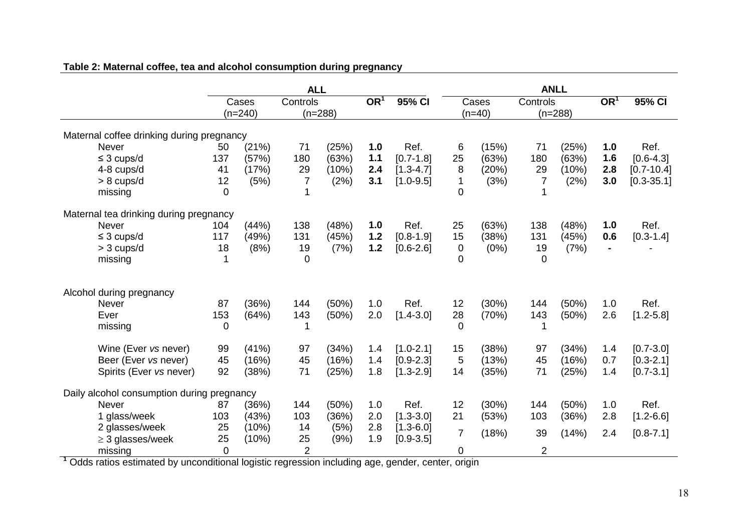**Table 2: Maternal coffee, tea and alcohol consumption during pregnancy**

| | ALL | | | | | | ANLL | | | | | |
|---|---|---|---|---|---|---|---|---|---|---|---|---|
| | Cases (n=240) | | Controls (n=288) | | OR[1] | 95% CI | Cases (n=40) | | Controls (n=288) | | OR[1] | 95% CI |
| Maternal coffee drinking during pregnancy | | | | | | | | | | | | |
| Never | 50 | (21%) | 71 | (25%) | **1.0** | Ref. | 6 | (15%) | 71 | (25%) | **1.0** | Ref. |
| ≤ 3 cups/d | 137 | (57%) | 180 | (63%) | **1.1** | [0.7-1.8] | 25 | (63%) | 180 | (63%) | **1.6** | [0.6-4.3] |
| 4-8 cups/d | 41 | (17%) | 29 | (10%) | **2.4** | [1.3-4.7] | 8 | (20%) | 29 | (10%) | **2.8** | [0.7-10.4] |
| > 8 cups/d | 12 | (5%) | 7 | (2%) | **3.1** | [1.0-9.5] | 1 | (3%) | 7 | (2%) | **3.0** | [0.3-35.1] |
| missing | 0 | | 1 | | | | 0 | | 1 | | | |
| Maternal tea drinking during pregnancy | | | | | | | | | | | | |
| Never | 104 | (44%) | 138 | (48%) | **1.0** | Ref. | 25 | (63%) | 138 | (48%) | **1.0** | Ref. |
| ≤ 3 cups/d | 117 | (49%) | 131 | (45%) | **1.2** | [0.8-1.9] | 15 | (38%) | 131 | (45%) | **0.6** | [0.3-1.4] |
| > 3 cups/d | 18 | (8%) | 19 | (7%) | **1.2** | [0.6-2.6] | 0 | (0%) | 19 | (7%) | **-** | - |
| missing | 1 | | 0 | | | | 0 | | 0 | | | |
| Alcohol during pregnancy | | | | | | | | | | | | |
| Never | 87 | (36%) | 144 | (50%) | 1.0 | Ref. | 12 | (30%) | 144 | (50%) | 1.0 | Ref. |
| Ever | 153 | (64%) | 143 | (50%) | 2.0 | [1.4-3.0] | 28 | (70%) | 143 | (50%) | 2.6 | [1.2-5.8] |
| missing | 0 | | 1 | | | | 0 | | 1 | | | |
| Wine (Ever *vs* never) | 99 | (41%) | 97 | (34%) | 1.4 | [1.0-2.1] | 15 | (38%) | 97 | (34%) | 1.4 | [0.7-3.0] |
| Beer (Ever *vs* never) | 45 | (16%) | 45 | (16%) | 1.4 | [0.9-2.3] | 5 | (13%) | 45 | (16%) | 0.7 | [0.3-2.1] |
| Spirits (Ever *vs* never) | 92 | (38%) | 71 | (25%) | 1.8 | [1.3-2.9] | 14 | (35%) | 71 | (25%) | 1.4 | [0.7-3.1] |
| Daily alcohol consumption during pregnancy | | | | | | | | | | | | |
| Never | 87 | (36%) | 144 | (50%) | 1.0 | Ref. | 12 | (30%) | 144 | (50%) | 1.0 | Ref. |
| 1 glass/week | 103 | (43%) | 103 | (36%) | 2.0 | [1.3-3.0] | 21 | (53%) | 103 | (36%) | 2.8 | [1.2-6.6] |
| 2 glasses/week | 25 | (10%) | 14 | (5%) | 2.8 | [1.3-6.0] | 7 | (18%) | 39 | (14%) | 2.4 | [0.8-7.1] |
| ≥ 3 glasses/week | 25 | (10%) | 25 | (9%) | 1.9 | [0.9-3.5] | | | | | | |
| missing | 0 | | 2 | | | | 0 | | 2 | | | |

[1] Odds ratios estimated by unconditional logistic regression including age, gender, center, origin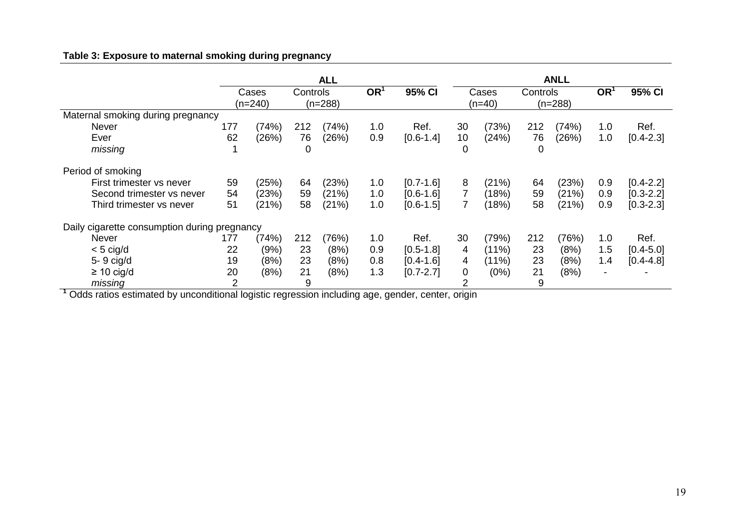**Table 3: Exposure to maternal smoking during pregnancy**

| | ALL | | | | | | ANLL | | | | | |
|---|---|---|---|---|---|---|---|---|---|---|---|---|
| | Cases (n=240) | | Controls (n=288) | | OR[1] | 95% CI | Cases (n=40) | | Controls (n=288) | | OR[1] | 95% CI |
| Maternal smoking during pregnancy | | | | | | | | | | | | |
| Never | 177 | (74%) | 212 | (74%) | 1.0 | Ref. | 30 | (73%) | 212 | (74%) | 1.0 | Ref. |
| Ever | 62 | (26%) | 76 | (26%) | 0.9 | [0.6-1.4] | 10 | (24%) | 76 | (26%) | 1.0 | [0.4-2.3] |
| *missing* | 1 | | 0 | | | | 0 | | 0 | | | |
| Period of smoking | | | | | | | | | | | | |
| First trimester vs never | 59 | (25%) | 64 | (23%) | 1.0 | [0.7-1.6] | 8 | (21%) | 64 | (23%) | 0.9 | [0.4-2.2] |
| Second trimester vs never | 54 | (23%) | 59 | (21%) | 1.0 | [0.6-1.6] | 7 | (18%) | 59 | (21%) | 0.9 | [0.3-2.2] |
| Third trimester vs never | 51 | (21%) | 58 | (21%) | 1.0 | [0.6-1.5] | 7 | (18%) | 58 | (21%) | 0.9 | [0.3-2.3] |
| Daily cigarette consumption during pregnancy | | | | | | | | | | | | |
| Never | 177 | (74%) | 212 | (76%) | 1.0 | Ref. | 30 | (79%) | 212 | (76%) | 1.0 | Ref. |
| < 5 cig/d | 22 | (9%) | 23 | (8%) | 0.9 | [0.5-1.8] | 4 | (11%) | 23 | (8%) | 1.5 | [0.4-5.0] |
| 5- 9 cig/d | 19 | (8%) | 23 | (8%) | 0.8 | [0.4-1.6] | 4 | (11%) | 23 | (8%) | 1.4 | [0.4-4.8] |
| ≥ 10 cig/d | 20 | (8%) | 21 | (8%) | 1.3 | [0.7-2.7] | 0 | (0%) | 21 | (8%) | - | - |
| *missing* | 2 | | 9 | | | | 2 | | 9 | | | |

[1] Odds ratios estimated by unconditional logistic regression including age, gender, center, origin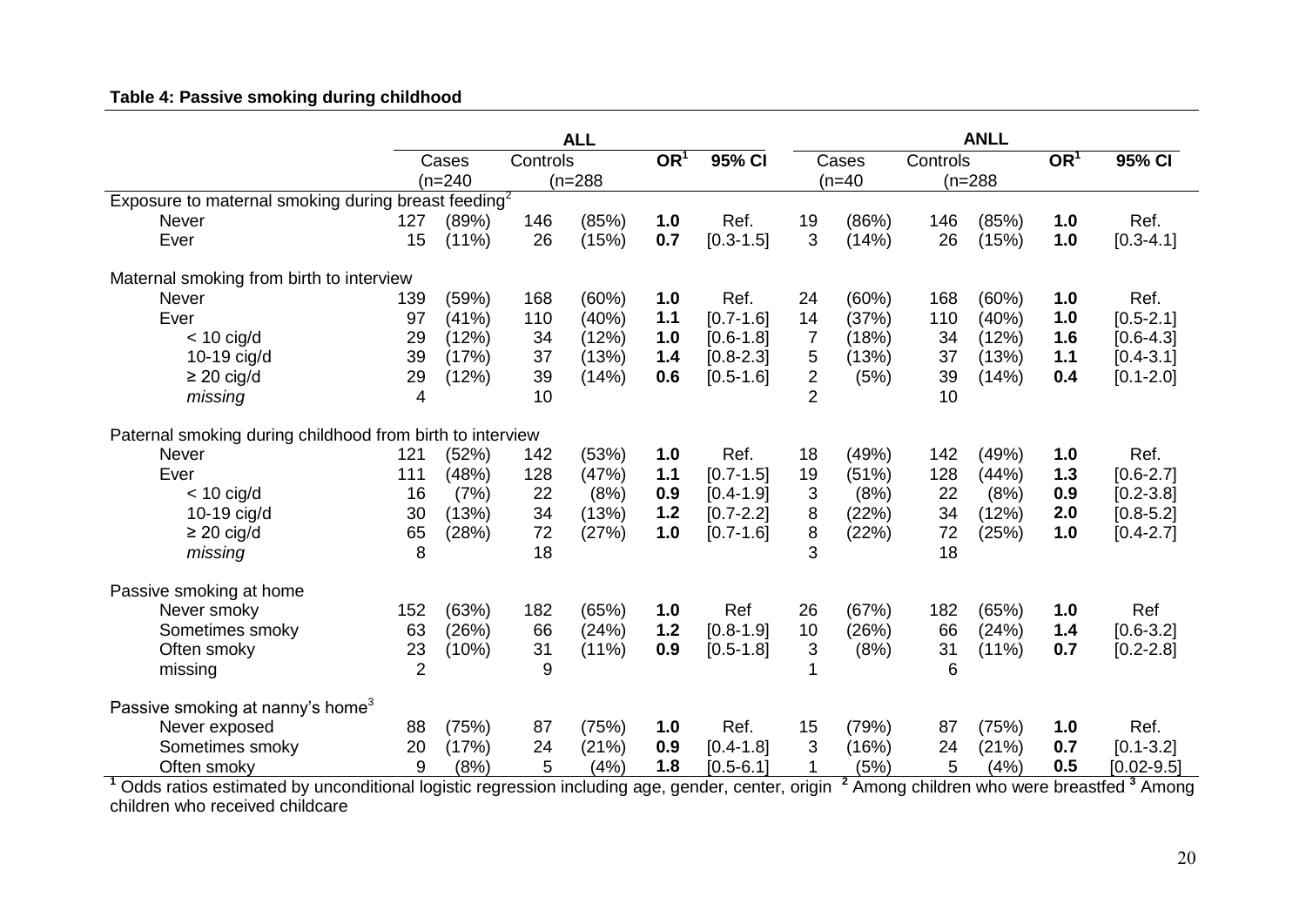**Table 4: Passive smoking during childhood**

| | ALL | | | | | | ANLL | | | | | |
|---|---|---|---|---|---|---|---|---|---|---|---|---|
| | Cases (n=240 | | Controls (n=288 | | OR[1] | 95% CI | Cases (n=40 | | Controls (n=288 | | OR[1] | 95% CI |
| Exposure to maternal smoking during breast feeding[2] | | | | | | | | | | | | |
| Never | 127 | (89%) | 146 | (85%) | **1.0** | Ref. | 19 | (86%) | 146 | (85%) | **1.0** | Ref. |
| Ever | 15 | (11%) | 26 | (15%) | **0.7** | [0.3-1.5] | 3 | (14%) | 26 | (15%) | **1.0** | [0.3-4.1] |
| Maternal smoking from birth to interview | | | | | | | | | | | | |
| Never | 139 | (59%) | 168 | (60%) | **1.0** | Ref. | 24 | (60%) | 168 | (60%) | **1.0** | Ref. |
| Ever | 97 | (41%) | 110 | (40%) | **1.1** | [0.7-1.6] | 14 | (37%) | 110 | (40%) | **1.0** | [0.5-2.1] |
| < 10 cig/d | 29 | (12%) | 34 | (12%) | **1.0** | [0.6-1.8] | 7 | (18%) | 34 | (12%) | **1.6** | [0.6-4.3] |
| 10-19 cig/d | 39 | (17%) | 37 | (13%) | **1.4** | [0.8-2.3] | 5 | (13%) | 37 | (13%) | **1.1** | [0.4-3.1] |
| ≥ 20 cig/d | 29 | (12%) | 39 | (14%) | **0.6** | [0.5-1.6] | 2 | (5%) | 39 | (14%) | **0.4** | [0.1-2.0] |
| *missing* | 4 | | 10 | | | | 2 | | 10 | | | |
| Paternal smoking during childhood from birth to interview | | | | | | | | | | | | |
| Never | 121 | (52%) | 142 | (53%) | **1.0** | Ref. | 18 | (49%) | 142 | (49%) | **1.0** | Ref. |
| Ever | 111 | (48%) | 128 | (47%) | **1.1** | [0.7-1.5] | 19 | (51%) | 128 | (44%) | **1.3** | [0.6-2.7] |
| < 10 cig/d | 16 | (7%) | 22 | (8%) | **0.9** | [0.4-1.9] | 3 | (8%) | 22 | (8%) | **0.9** | [0.2-3.8] |
| 10-19 cig/d | 30 | (13%) | 34 | (13%) | **1.2** | [0.7-2.2] | 8 | (22%) | 34 | (12%) | **2.0** | [0.8-5.2] |
| ≥ 20 cig/d | 65 | (28%) | 72 | (27%) | **1.0** | [0.7-1.6] | 8 | (22%) | 72 | (25%) | **1.0** | [0.4-2.7] |
| *missing* | 8 | | 18 | | | | 3 | | 18 | | | |
| Passive smoking at home | | | | | | | | | | | | |
| Never smoky | 152 | (63%) | 182 | (65%) | **1.0** | Ref | 26 | (67%) | 182 | (65%) | **1.0** | Ref |
| Sometimes smoky | 63 | (26%) | 66 | (24%) | **1.2** | [0.8-1.9] | 10 | (26%) | 66 | (24%) | **1.4** | [0.6-3.2] |
| Often smoky | 23 | (10%) | 31 | (11%) | **0.9** | [0.5-1.8] | 3 | (8%) | 31 | (11%) | **0.7** | [0.2-2.8] |
| missing | 2 | | 9 | | | | 1 | | 6 | | | |
| Passive smoking at nanny's home[3] | | | | | | | | | | | | |
| Never exposed | 88 | (75%) | 87 | (75%) | **1.0** | Ref. | 15 | (79%) | 87 | (75%) | **1.0** | Ref. |
| Sometimes smoky | 20 | (17%) | 24 | (21%) | **0.9** | [0.4-1.8] | 3 | (16%) | 24 | (21%) | **0.7** | [0.1-3.2] |
| Often smoky | 9 | (8%) | 5 | (4%) | **1.8** | [0.5-6.1] | 1 | (5%) | 5 | (4%) | **0.5** | [0.02-9.5] |

[1] Odds ratios estimated by unconditional logistic regression including age, gender, center, origin [2] Among children who were breastfed [3] Among children who received childcare